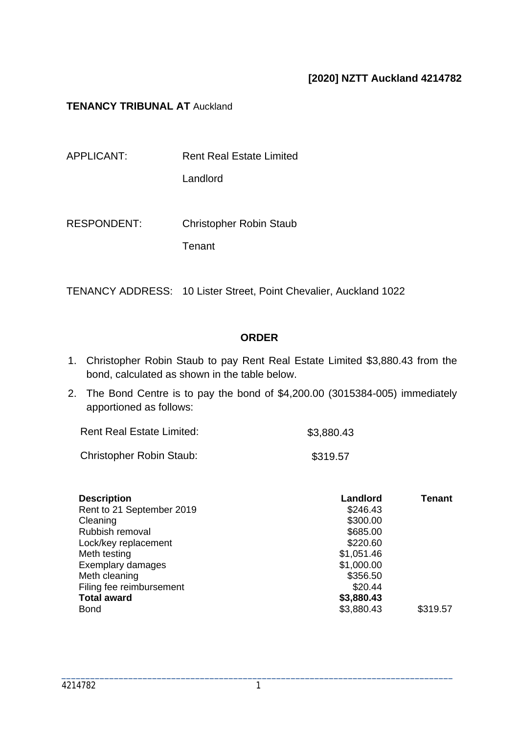**[2020] NZTT Auckland 4214782**

**TENANCY TRIBUNAL AT** Auckland

APPLICANT: Rent Real Estate Limited

Landlord

RESPONDENT: Christopher Robin Staub

Tenant

TENANCY ADDRESS: 10 Lister Street, Point Chevalier, Auckland 1022

## ORDER

1. Christopher Robin Staub to pay Rent Real Estate Limited $3,880.43 from the bond, calculated as shown in the table below.
2. The Bond Centre is to pay the bond of $4,200.00 (3015384-005) immediately apportioned as follows:

| | |
|---|---|
| Rent Real Estate Limited: | $3,880.43 |
| Christopher Robin Staub: | $319.57 |

| **Description** | **Landlord** | **Tenant** |
|---|---|---|
| Rent to 21 September 2019 | $246.43 | |
| Cleaning | $300.00 | |
| Rubbish removal | $685.00 | |
| Lock/key replacement | $220.60 | |
| Meth testing | $1,051.46 | |
| Exemplary damages | $1,000.00 | |
| Meth cleaning | $356.50 | |
| Filing fee reimbursement | $20.44 | |
| **Total award** | **$3,880.43** | |
| Bond | $3,880.43 | $319.57 |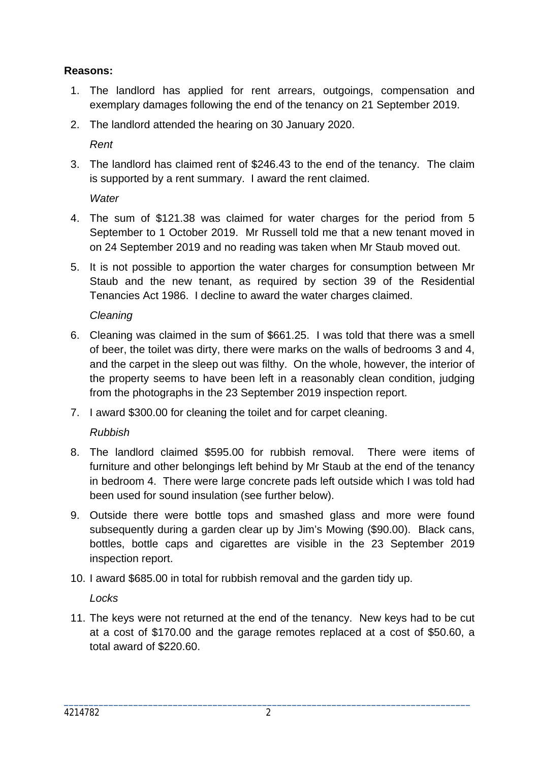**Reasons:**

1. The landlord has applied for rent arrears, outgoings, compensation and exemplary damages following the end of the tenancy on 21 September 2019.
2. The landlord attended the hearing on 30 January 2020.

   *Rent*

3. The landlord has claimed rent of $246.43 to the end of the tenancy. The claim is supported by a rent summary. I award the rent claimed.

   *Water*

4. The sum of $121.38 was claimed for water charges for the period from 5 September to 1 October 2019. Mr Russell told me that a new tenant moved in on 24 September 2019 and no reading was taken when Mr Staub moved out.
5. It is not possible to apportion the water charges for consumption between Mr Staub and the new tenant, as required by section 39 of the Residential Tenancies Act 1986. I decline to award the water charges claimed.

   *Cleaning*

6. Cleaning was claimed in the sum of $661.25. I was told that there was a smell of beer, the toilet was dirty, there were marks on the walls of bedrooms 3 and 4, and the carpet in the sleep out was filthy. On the whole, however, the interior of the property seems to have been left in a reasonably clean condition, judging from the photographs in the 23 September 2019 inspection report.
7. I award $300.00 for cleaning the toilet and for carpet cleaning.

   *Rubbish*

8. The landlord claimed $595.00 for rubbish removal. There were items of furniture and other belongings left behind by Mr Staub at the end of the tenancy in bedroom 4. There were large concrete pads left outside which I was told had been used for sound insulation (see further below).
9. Outside there were bottle tops and smashed glass and more were found subsequently during a garden clear up by Jim's Mowing ($90.00). Black cans, bottles, bottle caps and cigarettes are visible in the 23 September 2019 inspection report.
10. I award $685.00 in total for rubbish removal and the garden tidy up.

    *Locks*

11. The keys were not returned at the end of the tenancy. New keys had to be cut at a cost of $170.00 and the garage remotes replaced at a cost of $50.60, a total award of $220.60.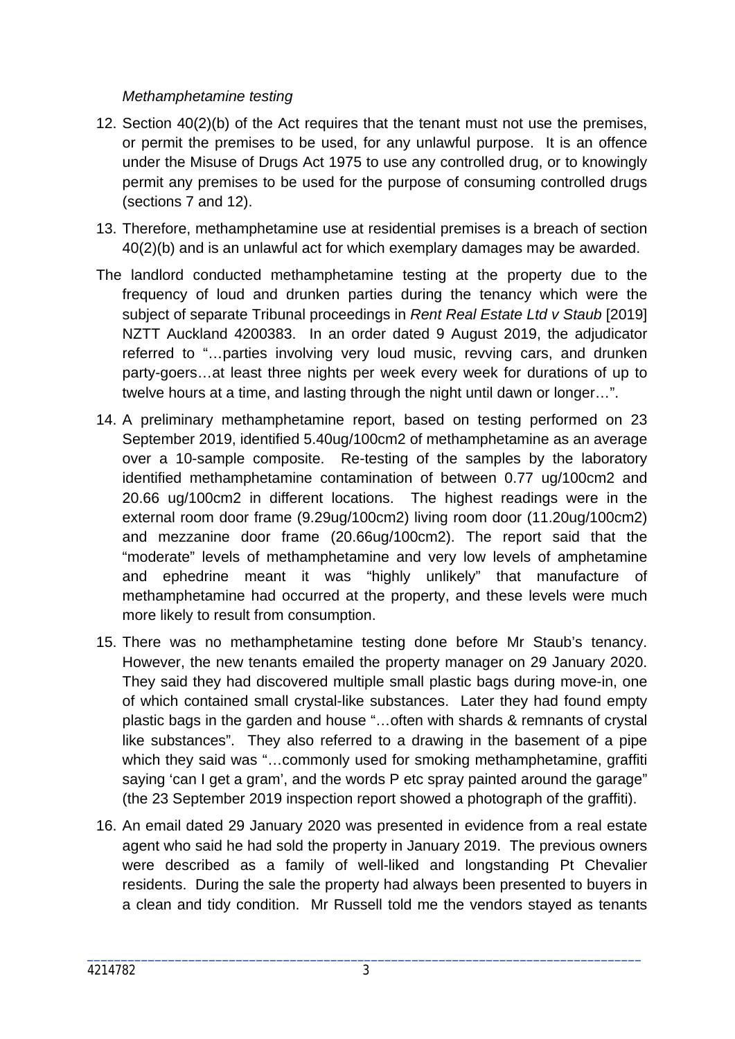*Methamphetamine testing*

12. Section 40(2)(b) of the Act requires that the tenant must not use the premises, or permit the premises to be used, for any unlawful purpose. It is an offence under the Misuse of Drugs Act 1975 to use any controlled drug, or to knowingly permit any premises to be used for the purpose of consuming controlled drugs (sections 7 and 12).

13. Therefore, methamphetamine use at residential premises is a breach of section 40(2)(b) and is an unlawful act for which exemplary damages may be awarded.

The landlord conducted methamphetamine testing at the property due to the frequency of loud and drunken parties during the tenancy which were the subject of separate Tribunal proceedings in *Rent Real Estate Ltd v Staub* [2019] NZTT Auckland 4200383. In an order dated 9 August 2019, the adjudicator referred to "…parties involving very loud music, revving cars, and drunken party-goers…at least three nights per week every week for durations of up to twelve hours at a time, and lasting through the night until dawn or longer…".

14. A preliminary methamphetamine report, based on testing performed on 23 September 2019, identified 5.40ug/100cm2 of methamphetamine as an average over a 10-sample composite. Re-testing of the samples by the laboratory identified methamphetamine contamination of between 0.77 ug/100cm2 and 20.66 ug/100cm2 in different locations. The highest readings were in the external room door frame (9.29ug/100cm2) living room door (11.20ug/100cm2) and mezzanine door frame (20.66ug/100cm2). The report said that the "moderate" levels of methamphetamine and very low levels of amphetamine and ephedrine meant it was "highly unlikely" that manufacture of methamphetamine had occurred at the property, and these levels were much more likely to result from consumption.

15. There was no methamphetamine testing done before Mr Staub's tenancy. However, the new tenants emailed the property manager on 29 January 2020. They said they had discovered multiple small plastic bags during move-in, one of which contained small crystal-like substances. Later they had found empty plastic bags in the garden and house "…often with shards & remnants of crystal like substances". They also referred to a drawing in the basement of a pipe which they said was "…commonly used for smoking methamphetamine, graffiti saying 'can I get a gram', and the words P etc spray painted around the garage" (the 23 September 2019 inspection report showed a photograph of the graffiti).

16. An email dated 29 January 2020 was presented in evidence from a real estate agent who said he had sold the property in January 2019. The previous owners were described as a family of well-liked and longstanding Pt Chevalier residents. During the sale the property had always been presented to buyers in a clean and tidy condition. Mr Russell told me the vendors stayed as tenants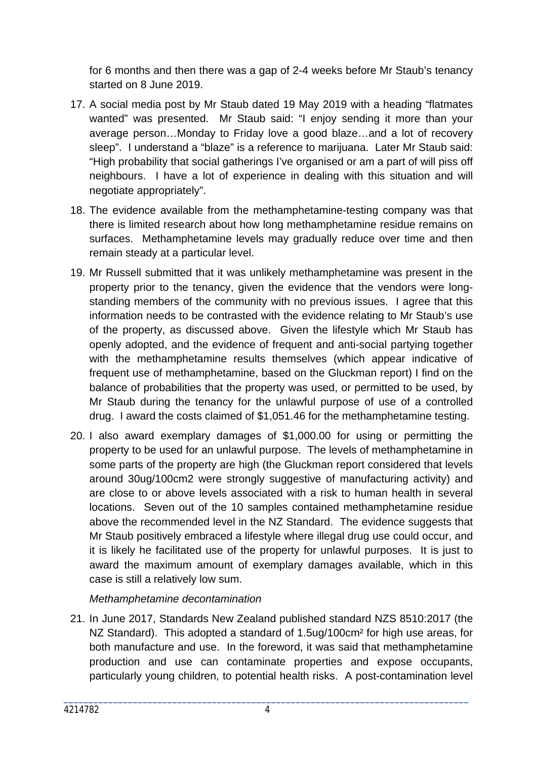for 6 months and then there was a gap of 2-4 weeks before Mr Staub's tenancy started on 8 June 2019.

17. A social media post by Mr Staub dated 19 May 2019 with a heading "flatmates wanted" was presented. Mr Staub said: "I enjoy sending it more than your average person…Monday to Friday love a good blaze…and a lot of recovery sleep". I understand a "blaze" is a reference to marijuana. Later Mr Staub said: "High probability that social gatherings I've organised or am a part of will piss off neighbours. I have a lot of experience in dealing with this situation and will negotiate appropriately".

18. The evidence available from the methamphetamine-testing company was that there is limited research about how long methamphetamine residue remains on surfaces. Methamphetamine levels may gradually reduce over time and then remain steady at a particular level.

19. Mr Russell submitted that it was unlikely methamphetamine was present in the property prior to the tenancy, given the evidence that the vendors were long-standing members of the community with no previous issues. I agree that this information needs to be contrasted with the evidence relating to Mr Staub's use of the property, as discussed above. Given the lifestyle which Mr Staub has openly adopted, and the evidence of frequent and anti-social partying together with the methamphetamine results themselves (which appear indicative of frequent use of methamphetamine, based on the Gluckman report) I find on the balance of probabilities that the property was used, or permitted to be used, by Mr Staub during the tenancy for the unlawful purpose of use of a controlled drug. I award the costs claimed of $1,051.46 for the methamphetamine testing.

20. I also award exemplary damages of $1,000.00 for using or permitting the property to be used for an unlawful purpose. The levels of methamphetamine in some parts of the property are high (the Gluckman report considered that levels around 30ug/100cm2 were strongly suggestive of manufacturing activity) and are close to or above levels associated with a risk to human health in several locations. Seven out of the 10 samples contained methamphetamine residue above the recommended level in the NZ Standard. The evidence suggests that Mr Staub positively embraced a lifestyle where illegal drug use could occur, and it is likely he facilitated use of the property for unlawful purposes. It is just to award the maximum amount of exemplary damages available, which in this case is still a relatively low sum.

*Methamphetamine decontamination*

21. In June 2017, Standards New Zealand published standard NZS 8510:2017 (the NZ Standard). This adopted a standard of 1.5ug/100cm² for high use areas, for both manufacture and use. In the foreword, it was said that methamphetamine production and use can contaminate properties and expose occupants, particularly young children, to potential health risks. A post-contamination level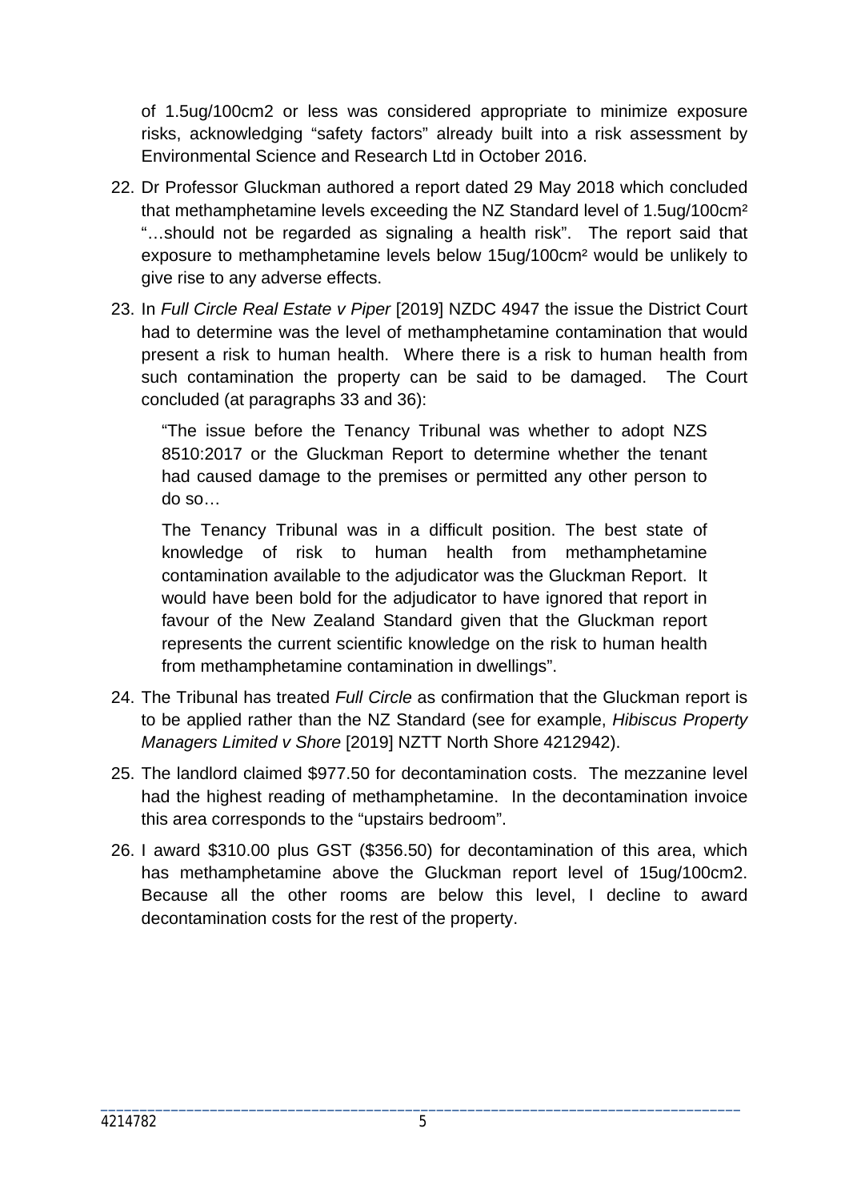of 1.5ug/100cm2 or less was considered appropriate to minimize exposure risks, acknowledging "safety factors" already built into a risk assessment by Environmental Science and Research Ltd in October 2016.

22. Dr Professor Gluckman authored a report dated 29 May 2018 which concluded that methamphetamine levels exceeding the NZ Standard level of 1.5ug/100cm² "…should not be regarded as signaling a health risk". The report said that exposure to methamphetamine levels below 15ug/100cm² would be unlikely to give rise to any adverse effects.

23. In *Full Circle Real Estate v Piper* [2019] NZDC 4947 the issue the District Court had to determine was the level of methamphetamine contamination that would present a risk to human health. Where there is a risk to human health from such contamination the property can be said to be damaged. The Court concluded (at paragraphs 33 and 36):

    "The issue before the Tenancy Tribunal was whether to adopt NZS 8510:2017 or the Gluckman Report to determine whether the tenant had caused damage to the premises or permitted any other person to do so…

    The Tenancy Tribunal was in a difficult position. The best state of knowledge of risk to human health from methamphetamine contamination available to the adjudicator was the Gluckman Report. It would have been bold for the adjudicator to have ignored that report in favour of the New Zealand Standard given that the Gluckman report represents the current scientific knowledge on the risk to human health from methamphetamine contamination in dwellings".

24. The Tribunal has treated *Full Circle* as confirmation that the Gluckman report is to be applied rather than the NZ Standard (see for example, *Hibiscus Property Managers Limited v Shore* [2019] NZTT North Shore 4212942).

25. The landlord claimed $977.50 for decontamination costs. The mezzanine level had the highest reading of methamphetamine. In the decontamination invoice this area corresponds to the "upstairs bedroom".

26. I award $310.00 plus GST ($356.50) for decontamination of this area, which has methamphetamine above the Gluckman report level of 15ug/100cm2. Because all the other rooms are below this level, I decline to award decontamination costs for the rest of the property.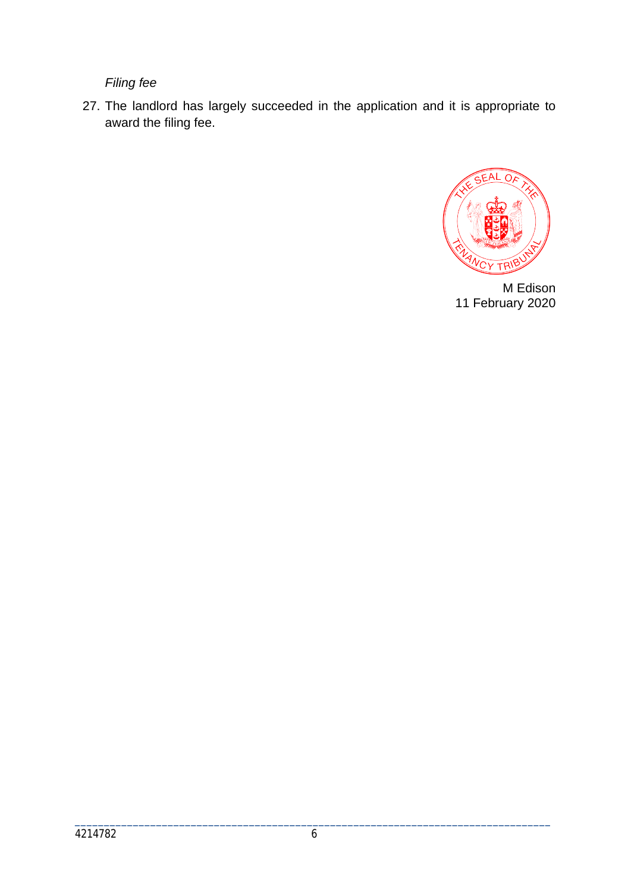*Filing fee*

27. The landlord has largely succeeded in the application and it is appropriate to award the filing fee.

M Edison
11 February 2020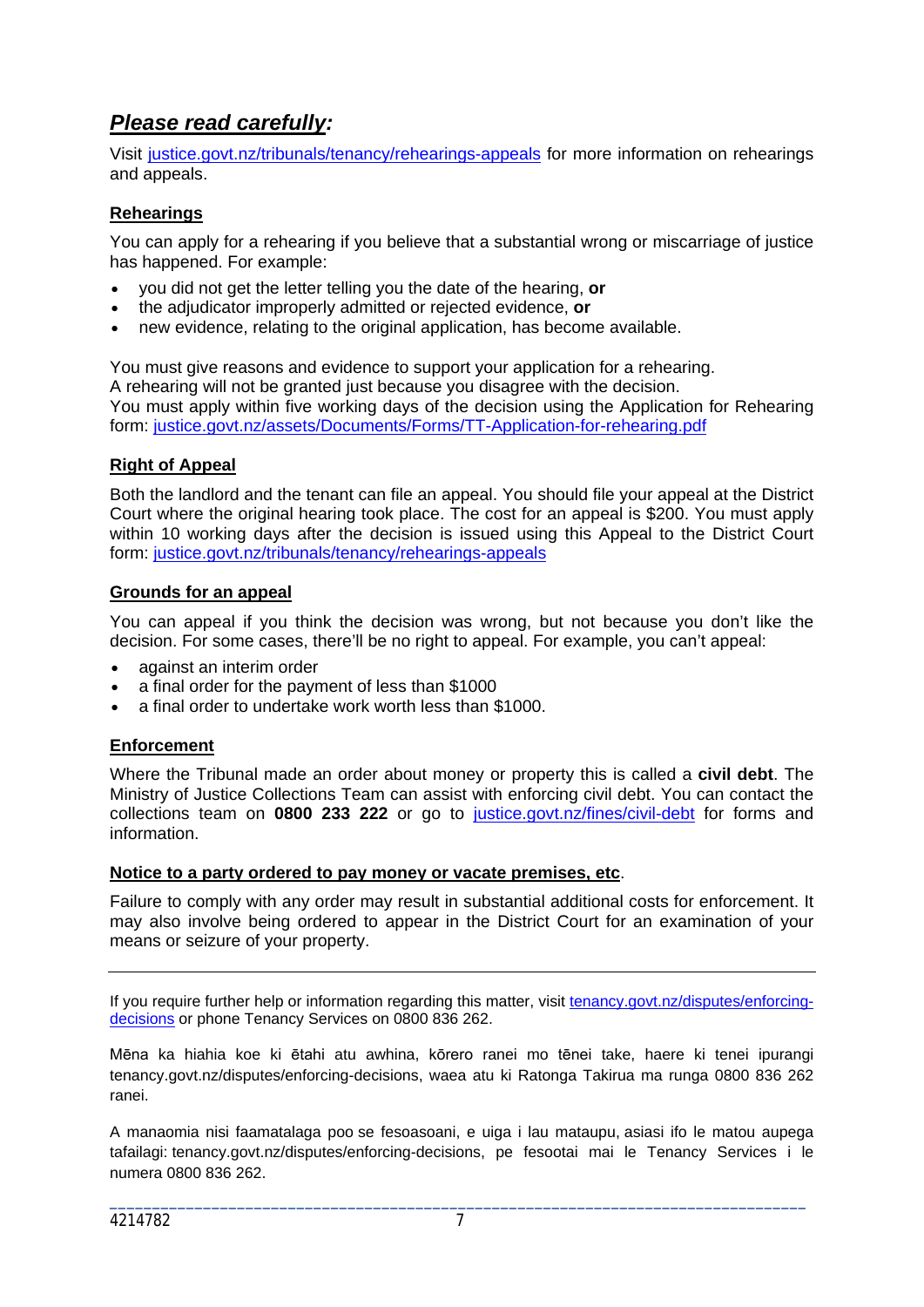## ***Please read carefully:***

Visit justice.govt.nz/tribunals/tenancy/rehearings-appeals for more information on rehearings and appeals.

### Rehearings

You can apply for a rehearing if you believe that a substantial wrong or miscarriage of justice has happened. For example:

- you did not get the letter telling you the date of the hearing, **or**
- the adjudicator improperly admitted or rejected evidence, **or**
- new evidence, relating to the original application, has become available.

You must give reasons and evidence to support your application for a rehearing.
A rehearing will not be granted just because you disagree with the decision.
You must apply within five working days of the decision using the Application for Rehearing form: justice.govt.nz/assets/Documents/Forms/TT-Application-for-rehearing.pdf

### Right of Appeal

Both the landlord and the tenant can file an appeal. You should file your appeal at the District Court where the original hearing took place. The cost for an appeal is $200. You must apply within 10 working days after the decision is issued using this Appeal to the District Court form: justice.govt.nz/tribunals/tenancy/rehearings-appeals

### Grounds for an appeal

You can appeal if you think the decision was wrong, but not because you don't like the decision. For some cases, there'll be no right to appeal. For example, you can't appeal:

- against an interim order
- a final order for the payment of less than $1000
- a final order to undertake work worth less than $1000.

### Enforcement

Where the Tribunal made an order about money or property this is called a **civil debt**. The Ministry of Justice Collections Team can assist with enforcing civil debt. You can contact the collections team on **0800 233 222** or go to justice.govt.nz/fines/civil-debt for forms and information.

### Notice to a party ordered to pay money or vacate premises, etc.

Failure to comply with any order may result in substantial additional costs for enforcement. It may also involve being ordered to appear in the District Court for an examination of your means or seizure of your property.

---

If you require further help or information regarding this matter, visit tenancy.govt.nz/disputes/enforcing-decisions or phone Tenancy Services on 0800 836 262.

Mēna ka hiahia koe ki ētahi atu awhina, kōrero ranei mo tēnei take, haere ki tenei ipurangi tenancy.govt.nz/disputes/enforcing-decisions, waea atu ki Ratonga Takirua ma runga 0800 836 262 ranei.

A manaomia nisi faamatalaga poo se fesoasoani, e uiga i lau mataupu, asiasi ifo le matou aupega tafailagi: tenancy.govt.nz/disputes/enforcing-decisions, pe fesootai mai le Tenancy Services i le numera 0800 836 262.

4214782